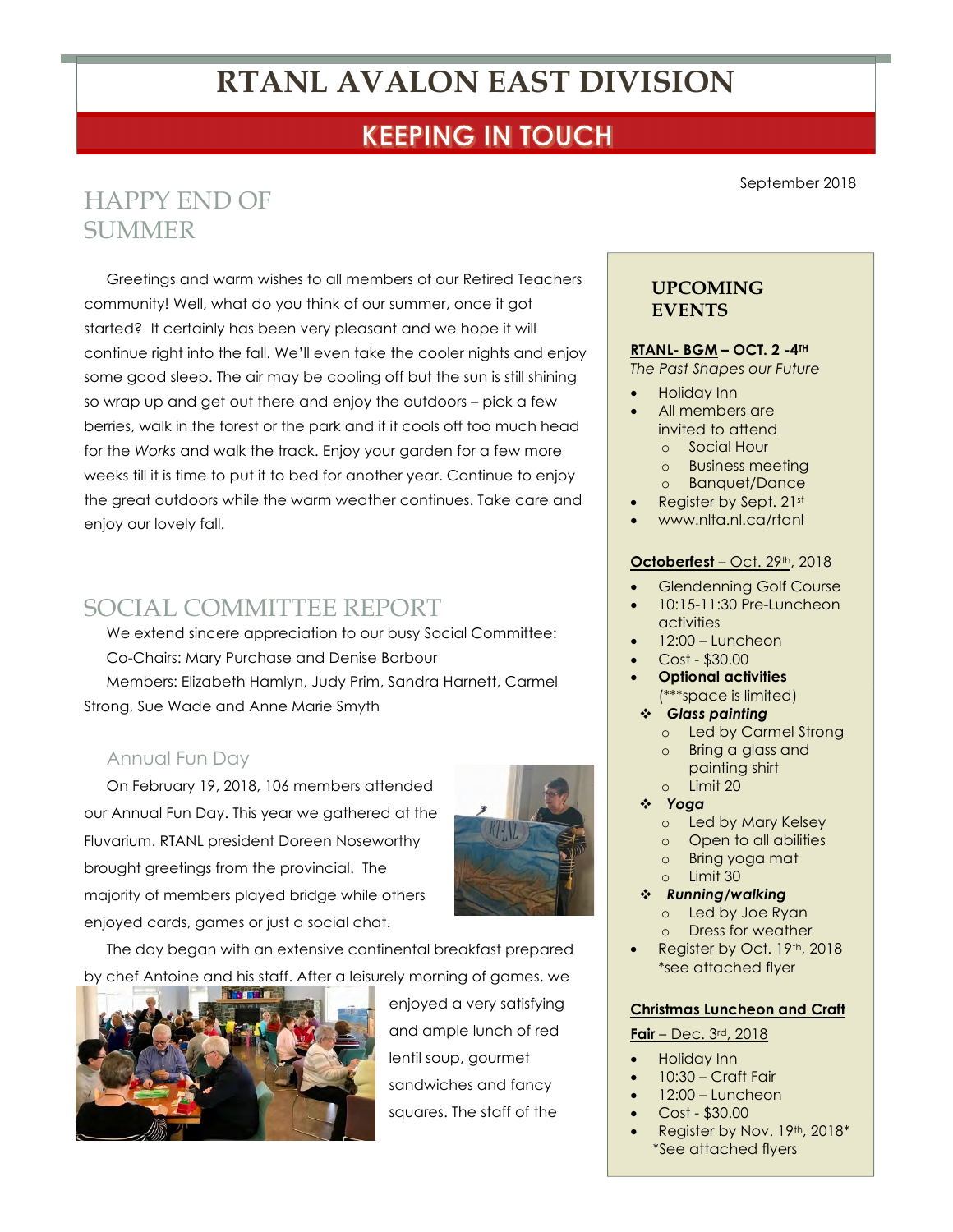# RTANL AVALON EAST DIVISION

## KEEPING IN TOUCH

September 2018

## HAPPY END OF SUMMER

Greetings and warm wishes to all members of our Retired Teachers community! Well, what do you think of our summer, once it got started? It certainly has been very pleasant and we hope it will continue right into the fall. We'll even take the cooler nights and enjoy some good sleep. The air may be cooling off but the sun is still shining so wrap up and get out there and enjoy the outdoors – pick a few berries, walk in the forest or the park and if it cools off too much head for the *Works* and walk the track. Enjoy your garden for a few more weeks till it is time to put it to bed for another year. Continue to enjoy the great outdoors while the warm weather continues. Take care and enjoy our lovely fall.

## SOCIAL COMMITTEE REPORT

We extend sincere appreciation to our busy Social Committee:
Co-Chairs: Mary Purchase and Denise Barbour
Members: Elizabeth Hamlyn, Judy Prim, Sandra Harnett, Carmel Strong, Sue Wade and Anne Marie Smyth

### Annual Fun Day

On February 19, 2018, 106 members attended our Annual Fun Day. This year we gathered at the Fluvarium. RTANL president Doreen Noseworthy brought greetings from the provincial. The majority of members played bridge while others enjoyed cards, games or just a social chat.

The day began with an extensive continental breakfast prepared by chef Antoine and his staff. After a leisurely morning of games, we enjoyed a very satisfying and ample lunch of red lentil soup, gourmet sandwiches and fancy squares. The staff of the

## UPCOMING EVENTS

**RTANL- BGM – OCT. 2 -4TH**
*The Past Shapes our Future*

- Holiday Inn
- All members are invited to attend
  - Social Hour
  - Business meeting
  - Banquet/Dance
- Register by Sept. 21st
- www.nlta.nl.ca/rtanl

**Octoberfest** – Oct. 29th, 2018

- Glendenning Golf Course
- 10:15-11:30 Pre-Luncheon activities
- 12:00 – Luncheon
- Cost - $30.00
- **Optional activities** (***space is limited)
  - ***Glass painting***
    - Led by Carmel Strong
    - Bring a glass and painting shirt
    - Limit 20
  - ***Yoga***
    - Led by Mary Kelsey
    - Open to all abilities
    - Bring yoga mat
    - Limit 30
  - ***Running/walking***
    - Led by Joe Ryan
    - Dress for weather
- Register by Oct. 19th, 2018 *see attached flyer

**Christmas Luncheon and Craft Fair** – Dec. 3rd, 2018

- Holiday Inn
- 10:30 – Craft Fair
- 12:00 – Luncheon
- Cost - $30.00
- Register by Nov. 19th, 2018* *See attached flyers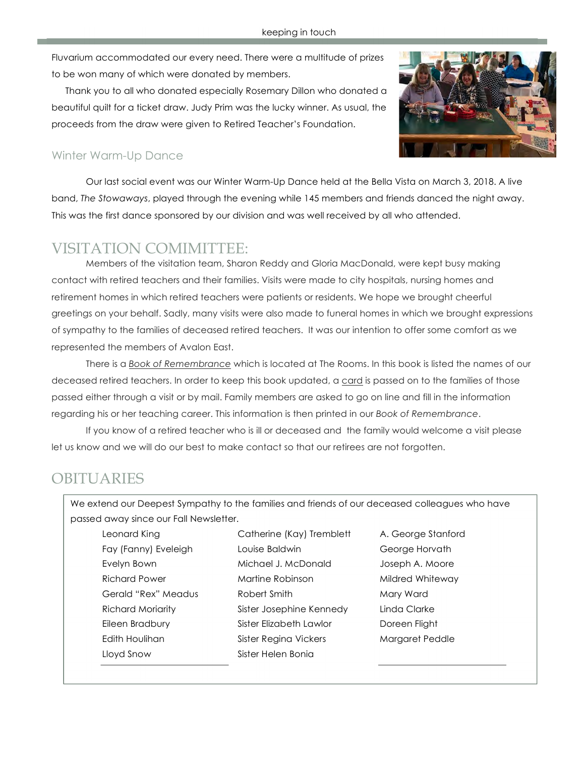Fluvarium accommodated our every need. There were a multitude of prizes to be won many of which were donated by members.

Thank you to all who donated especially Rosemary Dillon who donated a beautiful quilt for a ticket draw. Judy Prim was the lucky winner. As usual, the proceeds from the draw were given to Retired Teacher's Foundation.

### Winter Warm-Up Dance

Our last social event was our Winter Warm-Up Dance held at the Bella Vista on March 3, 2018. A live band, *The Stowaways*, played through the evening while 145 members and friends danced the night away. This was the first dance sponsored by our division and was well received by all who attended.

## VISITATION COMIMITTEE:

Members of the visitation team, Sharon Reddy and Gloria MacDonald, were kept busy making contact with retired teachers and their families. Visits were made to city hospitals, nursing homes and retirement homes in which retired teachers were patients or residents. We hope we brought cheerful greetings on your behalf. Sadly, many visits were also made to funeral homes in which we brought expressions of sympathy to the families of deceased retired teachers. It was our intention to offer some comfort as we represented the members of Avalon East.

There is a *Book of Remembrance* which is located at The Rooms. In this book is listed the names of our deceased retired teachers. In order to keep this book updated, a card is passed on to the families of those passed either through a visit or by mail. Family members are asked to go on line and fill in the information regarding his or her teaching career. This information is then printed in our *Book of Remembrance*.

If you know of a retired teacher who is ill or deceased and the family would welcome a visit please let us know and we will do our best to make contact so that our retirees are not forgotten.

## OBITUARIES

We extend our Deepest Sympathy to the families and friends of our deceased colleagues who have passed away since our Fall Newsletter.

- Leonard King
- Fay (Fanny) Eveleigh
- Evelyn Bown
- Richard Power
- Gerald "Rex" Meadus
- Richard Moriarity
- Eileen Bradbury
- Edith Houlihan
- Lloyd Snow
- Catherine (Kay) Tremblett
- Louise Baldwin
- Michael J. McDonald
- Martine Robinson
- Robert Smith
- Sister Josephine Kennedy
- Sister Elizabeth Lawlor
- Sister Regina Vickers
- Sister Helen Bonia
- A. George Stanford
- George Horvath
- Joseph A. Moore
- Mildred Whiteway
- Mary Ward
- Linda Clarke
- Doreen Flight
- Margaret Peddle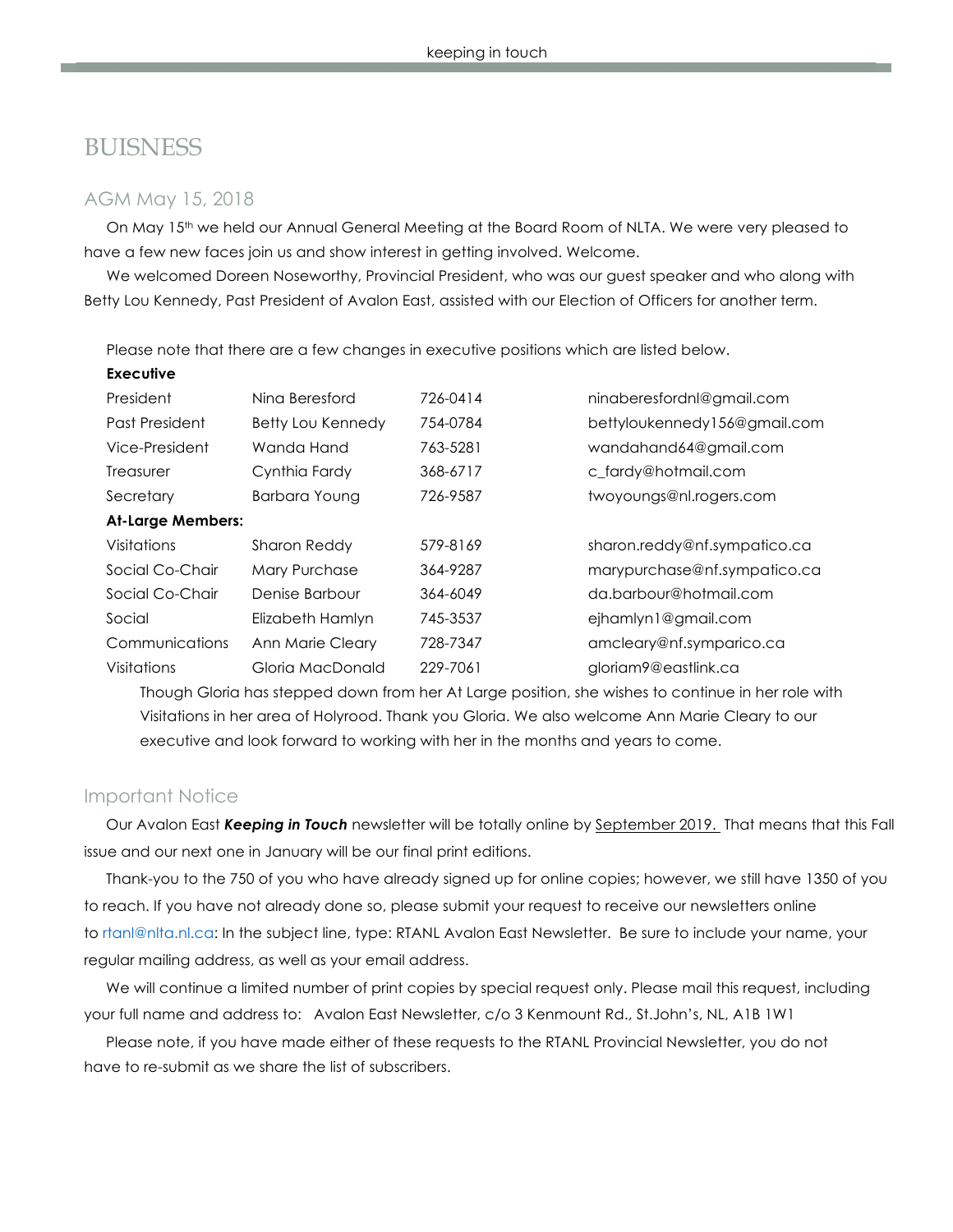# BUISNESS

## AGM May 15, 2018

On May 15th we held our Annual General Meeting at the Board Room of NLTA. We were very pleased to have a few new faces join us and show interest in getting involved. Welcome.

We welcomed Doreen Noseworthy, Provincial President, who was our guest speaker and who along with Betty Lou Kennedy, Past President of Avalon East, assisted with our Election of Officers for another term.

Please note that there are a few changes in executive positions which are listed below.

| **Executive** | | | |
|---|---|---|---|
| President | Nina Beresford | 726-0414 | ninaberesfordnl@gmail.com |
| Past President | Betty Lou Kennedy | 754-0784 | bettyloukennedy156@gmail.com |
| Vice-President | Wanda Hand | 763-5281 | wandahand64@gmail.com |
| Treasurer | Cynthia Fardy | 368-6717 | c_fardy@hotmail.com |
| Secretary | Barbara Young | 726-9587 | twoyoungs@nl.rogers.com |
| **At-Large Members:** | | | |
| Visitations | Sharon Reddy | 579-8169 | sharon.reddy@nf.sympatico.ca |
| Social Co-Chair | Mary Purchase | 364-9287 | marypurchase@nf.sympatico.ca |
| Social Co-Chair | Denise Barbour | 364-6049 | da.barbour@hotmail.com |
| Social | Elizabeth Hamlyn | 745-3537 | ejhamlyn1@gmail.com |
| Communications | Ann Marie Cleary | 728-7347 | amcleary@nf.symparico.ca |
| Visitations | Gloria MacDonald | 229-7061 | gloriam9@eastlink.ca |

Though Gloria has stepped down from her At Large position, she wishes to continue in her role with Visitations in her area of Holyrood. Thank you Gloria. We also welcome Ann Marie Cleary to our executive and look forward to working with her in the months and years to come.

## Important Notice

Our Avalon East ***Keeping in Touch*** newsletter will be totally online by September 2019. That means that this Fall issue and our next one in January will be our final print editions.

Thank-you to the 750 of you who have already signed up for online copies; however, we still have 1350 of you to reach. If you have not already done so, please submit your request to receive our newsletters online to rtanl@nlta.nl.ca: In the subject line, type: RTANL Avalon East Newsletter. Be sure to include your name, your regular mailing address, as well as your email address.

We will continue a limited number of print copies by special request only. Please mail this request, including your full name and address to: Avalon East Newsletter, c/o 3 Kenmount Rd., St.John's, NL, A1B 1W1

Please note, if you have made either of these requests to the RTANL Provincial Newsletter, you do not have to re-submit as we share the list of subscribers.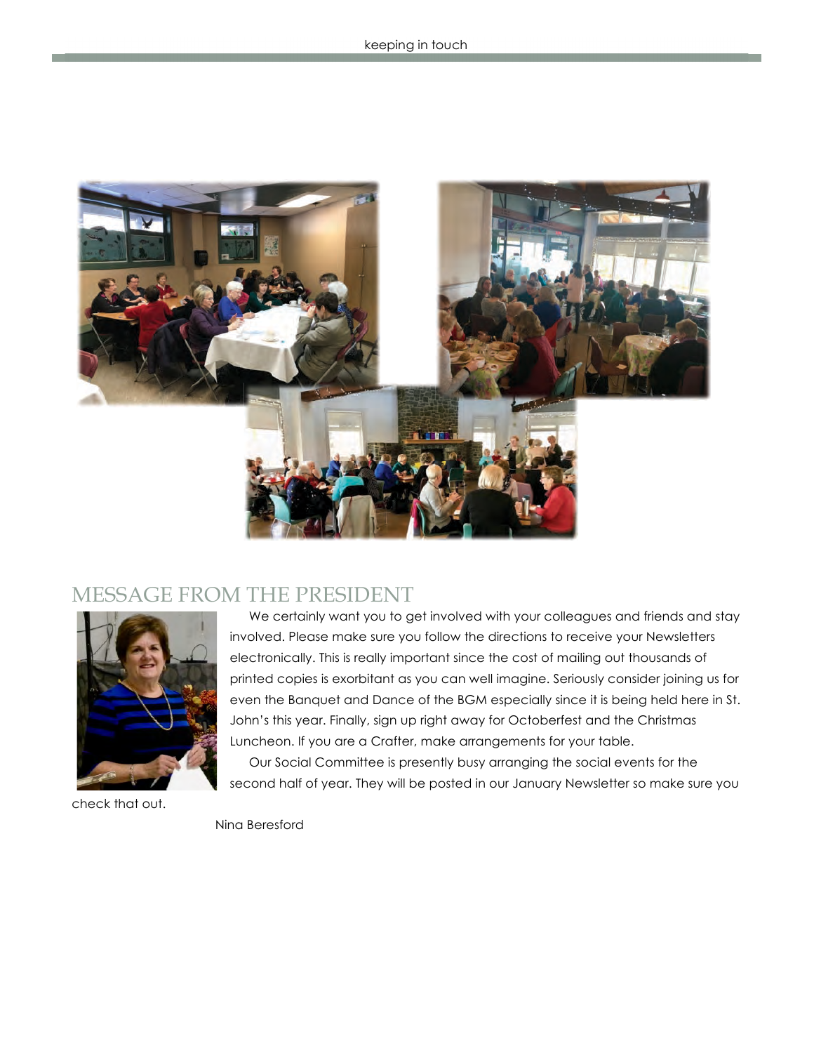## MESSAGE FROM THE PRESIDENT

We certainly want you to get involved with your colleagues and friends and stay involved. Please make sure you follow the directions to receive your Newsletters electronically. This is really important since the cost of mailing out thousands of printed copies is exorbitant as you can well imagine. Seriously consider joining us for even the Banquet and Dance of the BGM especially since it is being held here in St. John's this year. Finally, sign up right away for Octoberfest and the Christmas Luncheon. If you are a Crafter, make arrangements for your table.

Our Social Committee is presently busy arranging the social events for the second half of year. They will be posted in our January Newsletter so make sure you check that out.

Nina Beresford